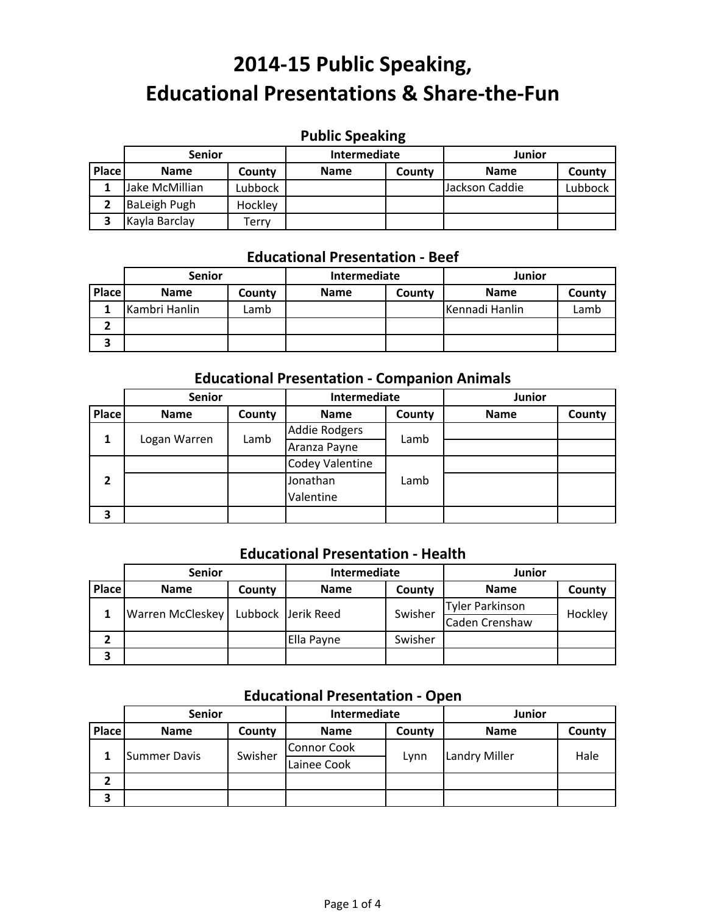# 2014-15 Public Speaking, Educational Presentations & Share-the-Fun

## Public Speaking

| | Senior | | Intermediate | | Junior | |
|---|---|---|---|---|---|---|
| Place | Name | County | Name | County | Name | County |
| 1 | Jake McMillian | Lubbock | | | Jackson Caddie | Lubbock |
| 2 | BaLeigh Pugh | Hockley | | | | |
| 3 | Kayla Barclay | Terry | | | | |

## Educational Presentation - Beef

| | Senior | | Intermediate | | Junior | |
|---|---|---|---|---|---|---|
| Place | Name | County | Name | County | Name | County |
| 1 | Kambri Hanlin | Lamb | | | Kennadi Hanlin | Lamb |
| 2 | | | | | | |
| 3 | | | | | | |

## Educational Presentation - Companion Animals

| | Senior | | Intermediate | | Junior | |
|---|---|---|---|---|---|---|
| Place | Name | County | Name | County | Name | County |
| 1 | Logan Warren | Lamb | Addie Rodgers<br>Aranza Payne | Lamb | | |
| 2 | | | Codey Valentine<br>Jonathan Valentine | Lamb | | |
| 3 | | | | | | |

## Educational Presentation - Health

| | Senior | | Intermediate | | Junior | |
|---|---|---|---|---|---|---|
| Place | Name | County | Name | County | Name | County |
| 1 | Warren McCleskey | Lubbock | Jerik Reed | Swisher | Tyler Parkinson<br>Caden Crenshaw | Hockley |
| 2 | | | Ella Payne | Swisher | | |
| 3 | | | | | | |

## Educational Presentation - Open

| | Senior | | Intermediate | | Junior | |
|---|---|---|---|---|---|---|
| Place | Name | County | Name | County | Name | County |
| 1 | Summer Davis | Swisher | Connor Cook<br>Lainee Cook | Lynn | Landry Miller | Hale |
| 2 | | | | | | |
| 3 | | | | | | |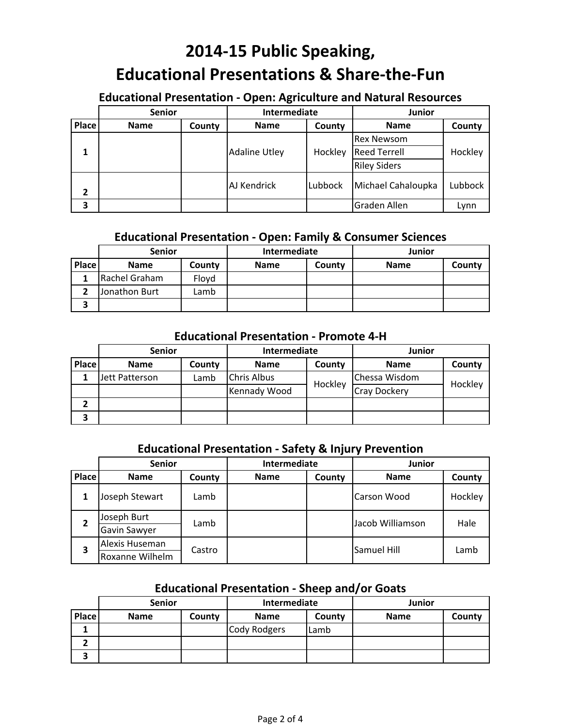# 2014-15 Public Speaking, Educational Presentations & Share-the-Fun

### Educational Presentation - Open: Agriculture and Natural Resources

| | Senior | | Intermediate | | Junior | |
|---|---|---|---|---|---|---|
| Place | Name | County | Name | County | Name | County |
| 1 | | | Adaline Utley | Hockley | Rex Newsom | Hockley |
| | | | | | Reed Terrell | |
| | | | | | Riley Siders | |
| 2 | | | AJ Kendrick | Lubbock | Michael Cahaloupka | Lubbock |
| 3 | | | | | Graden Allen | Lynn |

### Educational Presentation - Open: Family & Consumer Sciences

| | Senior | | Intermediate | | Junior | |
|---|---|---|---|---|---|---|
| Place | Name | County | Name | County | Name | County |
| 1 | Rachel Graham | Floyd | | | | |
| 2 | Jonathon Burt | Lamb | | | | |
| 3 | | | | | | |

### Educational Presentation - Promote 4-H

| | Senior | | Intermediate | | Junior | |
|---|---|---|---|---|---|---|
| Place | Name | County | Name | County | Name | County |
| 1 | Jett Patterson | Lamb | Chris Albus | Hockley | Chessa Wisdom | Hockley |
| | | | Kennady Wood | | Cray Dockery | |
| 2 | | | | | | |
| 3 | | | | | | |

### Educational Presentation - Safety & Injury Prevention

| | Senior | | Intermediate | | Junior | |
|---|---|---|---|---|---|---|
| Place | Name | County | Name | County | Name | County |
| 1 | Joseph Stewart | Lamb | | | Carson Wood | Hockley |
| 2 | Joseph Burt | Lamb | | | Jacob Williamson | Hale |
| | Gavin Sawyer | | | | | |
| 3 | Alexis Huseman | Castro | | | Samuel Hill | Lamb |
| | Roxanne Wilhelm | | | | | |

### Educational Presentation - Sheep and/or Goats

| | Senior | | Intermediate | | Junior | |
|---|---|---|---|---|---|---|
| Place | Name | County | Name | County | Name | County |
| 1 | | | Cody Rodgers | Lamb | | |
| 2 | | | | | | |
| 3 | | | | | | |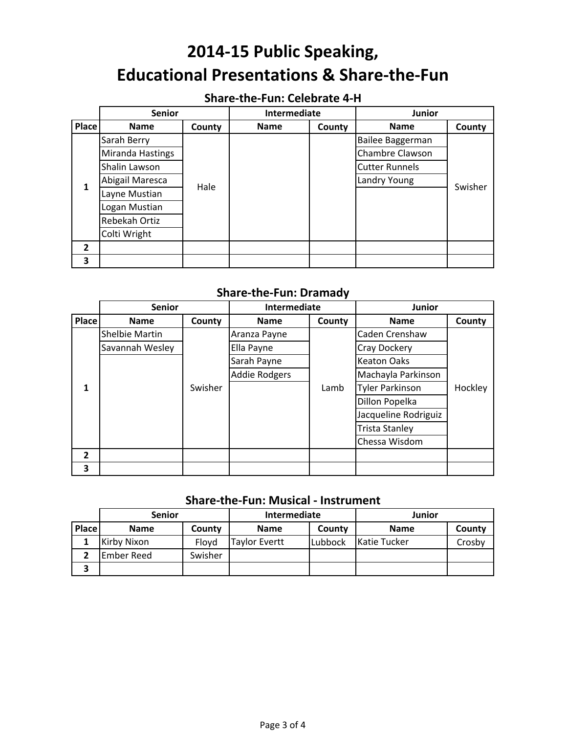# 2014-15 Public Speaking, Educational Presentations & Share-the-Fun

## Share-the-Fun: Celebrate 4-H

| | Senior | | Intermediate | | Junior | |
|---|---|---|---|---|---|---|
| **Place** | **Name** | **County** | **Name** | **County** | **Name** | **County** |
| 1 | Sarah Berry<br>Miranda Hastings<br>Shalin Lawson<br>Abigail Maresca<br>Layne Mustian<br>Logan Mustian<br>Rebekah Ortiz<br>Colti Wright | Hale | | | Bailee Baggerman<br>Chambre Clawson<br>Cutter Runnels<br>Landry Young | Swisher |
| 2 | | | | | | |
| 3 | | | | | | |

## Share-the-Fun: Dramady

| | Senior | | Intermediate | | Junior | |
|---|---|---|---|---|---|---|
| **Place** | **Name** | **County** | **Name** | **County** | **Name** | **County** |
| 1 | Shelbie Martin<br>Savannah Wesley | Swisher | Aranza Payne<br>Ella Payne<br>Sarah Payne<br>Addie Rodgers | Lamb | Caden Crenshaw<br>Cray Dockery<br>Keaton Oaks<br>Machayla Parkinson<br>Tyler Parkinson<br>Dillon Popelka<br>Jacqueline Rodriguiz<br>Trista Stanley<br>Chessa Wisdom | Hockley |
| 2 | | | | | | |
| 3 | | | | | | |

## Share-the-Fun: Musical - Instrument

| | Senior | | Intermediate | | Junior | |
|---|---|---|---|---|---|---|
| **Place** | **Name** | **County** | **Name** | **County** | **Name** | **County** |
| 1 | Kirby Nixon | Floyd | Taylor Evertt | Lubbock | Katie Tucker | Crosby |
| 2 | Ember Reed | Swisher | | | | |
| 3 | | | | | | |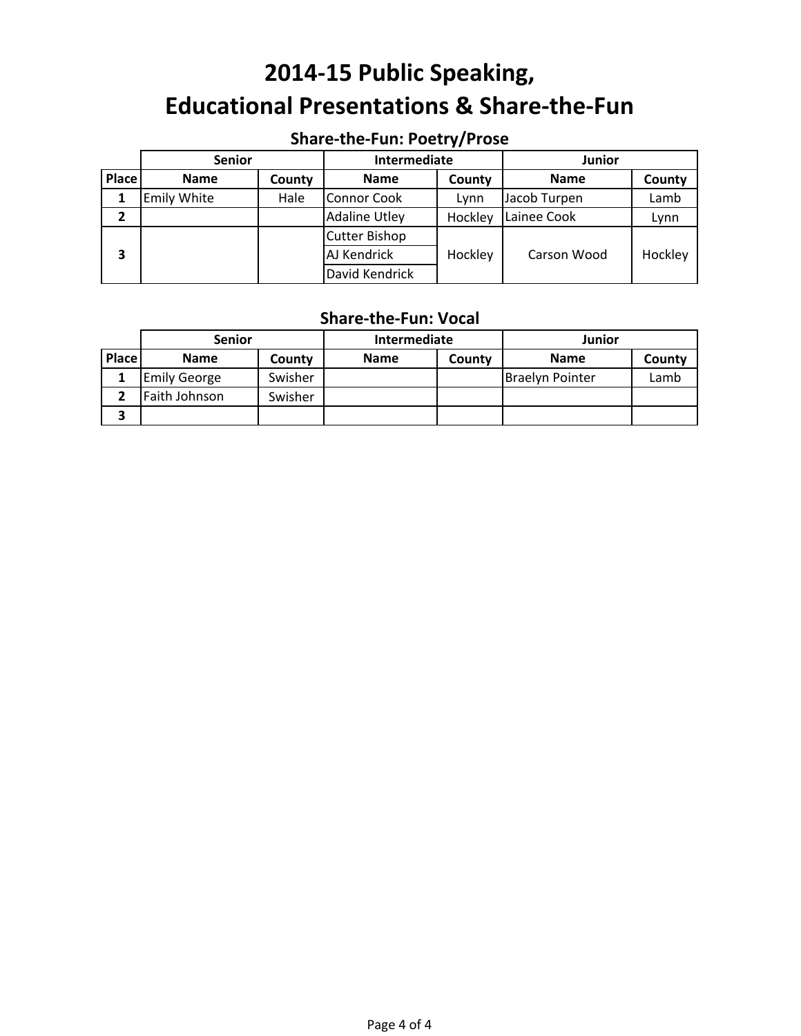# 2014-15 Public Speaking, Educational Presentations & Share-the-Fun

### Share-the-Fun: Poetry/Prose

| | Senior | | Intermediate | | Junior | |
|---|---|---|---|---|---|---|
| Place | Name | County | Name | County | Name | County |
| 1 | Emily White | Hale | Connor Cook | Lynn | Jacob Turpen | Lamb |
| 2 | | | Adaline Utley | Hockley | Lainee Cook | Lynn |
| 3 | | | Cutter Bishop<br>AJ Kendrick<br>David Kendrick | Hockley | Carson Wood | Hockley |

### Share-the-Fun: Vocal

| | Senior | | Intermediate | | Junior | |
|---|---|---|---|---|---|---|
| Place | Name | County | Name | County | Name | County |
| 1 | Emily George | Swisher | | | Braelyn Pointer | Lamb |
| 2 | Faith Johnson | Swisher | | | | |
| 3 | | | | | | |